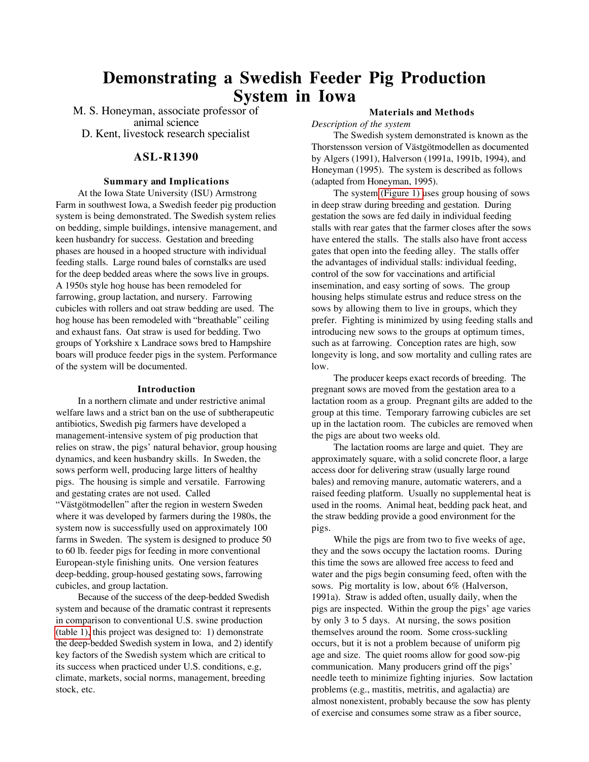# Demonstrating a Swedish Feeder Pig Production System in Iowa

M. S. Honeyman, associate professor of animal science
D. Kent, livestock research specialist

## ASL-R1390

### Summary and Implications

At the Iowa State University (ISU) Armstrong Farm in southwest Iowa, a Swedish feeder pig production system is being demonstrated. The Swedish system relies on bedding, simple buildings, intensive management, and keen husbandry for success. Gestation and breeding phases are housed in a hooped structure with individual feeding stalls. Large round bales of cornstalks are used for the deep bedded areas where the sows live in groups. A 1950s style hog house has been remodeled for farrowing, group lactation, and nursery. Farrowing cubicles with rollers and oat straw bedding are used. The hog house has been remodeled with "breathable" ceiling and exhaust fans. Oat straw is used for bedding. Two groups of Yorkshire x Landrace sows bred to Hampshire boars will produce feeder pigs in the system. Performance of the system will be documented.

### Introduction

In a northern climate and under restrictive animal welfare laws and a strict ban on the use of subtherapeutic antibiotics, Swedish pig farmers have developed a management-intensive system of pig production that relies on straw, the pigs' natural behavior, group housing dynamics, and keen husbandry skills. In Sweden, the sows perform well, producing large litters of healthy pigs. The housing is simple and versatile. Farrowing and gestating crates are not used. Called "Västgötmodellen" after the region in western Sweden where it was developed by farmers during the 1980s, the system now is successfully used on approximately 100 farms in Sweden. The system is designed to produce 50 to 60 lb. feeder pigs for feeding in more conventional European-style finishing units. One version features deep-bedding, group-housed gestating sows, farrowing cubicles, and group lactation.

Because of the success of the deep-bedded Swedish system and because of the dramatic contrast it represents in comparison to conventional U.S. swine production (table 1), this project was designed to: 1) demonstrate the deep-bedded Swedish system in Iowa, and 2) identify key factors of the Swedish system which are critical to its success when practiced under U.S. conditions, e.g, climate, markets, social norms, management, breeding stock, etc.

### Materials and Methods

*Description of the system*

The Swedish system demonstrated is known as the Thorstensson version of Västgötmodellen as documented by Algers (1991), Halverson (1991a, 1991b, 1994), and Honeyman (1995). The system is described as follows (adapted from Honeyman, 1995).

The system (Figure 1) uses group housing of sows in deep straw during breeding and gestation. During gestation the sows are fed daily in individual feeding stalls with rear gates that the farmer closes after the sows have entered the stalls. The stalls also have front access gates that open into the feeding alley. The stalls offer the advantages of individual stalls: individual feeding, control of the sow for vaccinations and artificial insemination, and easy sorting of sows. The group housing helps stimulate estrus and reduce stress on the sows by allowing them to live in groups, which they prefer. Fighting is minimized by using feeding stalls and introducing new sows to the groups at optimum times, such as at farrowing. Conception rates are high, sow longevity is long, and sow mortality and culling rates are low.

The producer keeps exact records of breeding. The pregnant sows are moved from the gestation area to a lactation room as a group. Pregnant gilts are added to the group at this time. Temporary farrowing cubicles are set up in the lactation room. The cubicles are removed when the pigs are about two weeks old.

The lactation rooms are large and quiet. They are approximately square, with a solid concrete floor, a large access door for delivering straw (usually large round bales) and removing manure, automatic waterers, and a raised feeding platform. Usually no supplemental heat is used in the rooms. Animal heat, bedding pack heat, and the straw bedding provide a good environment for the pigs.

While the pigs are from two to five weeks of age, they and the sows occupy the lactation rooms. During this time the sows are allowed free access to feed and water and the pigs begin consuming feed, often with the sows. Pig mortality is low, about 6% (Halverson, 1991a). Straw is added often, usually daily, when the pigs are inspected. Within the group the pigs' age varies by only 3 to 5 days. At nursing, the sows position themselves around the room. Some cross-suckling occurs, but it is not a problem because of uniform pig age and size. The quiet rooms allow for good sow-pig communication. Many producers grind off the pigs' needle teeth to minimize fighting injuries. Sow lactation problems (e.g., mastitis, metritis, and agalactia) are almost nonexistent, probably because the sow has plenty of exercise and consumes some straw as a fiber source,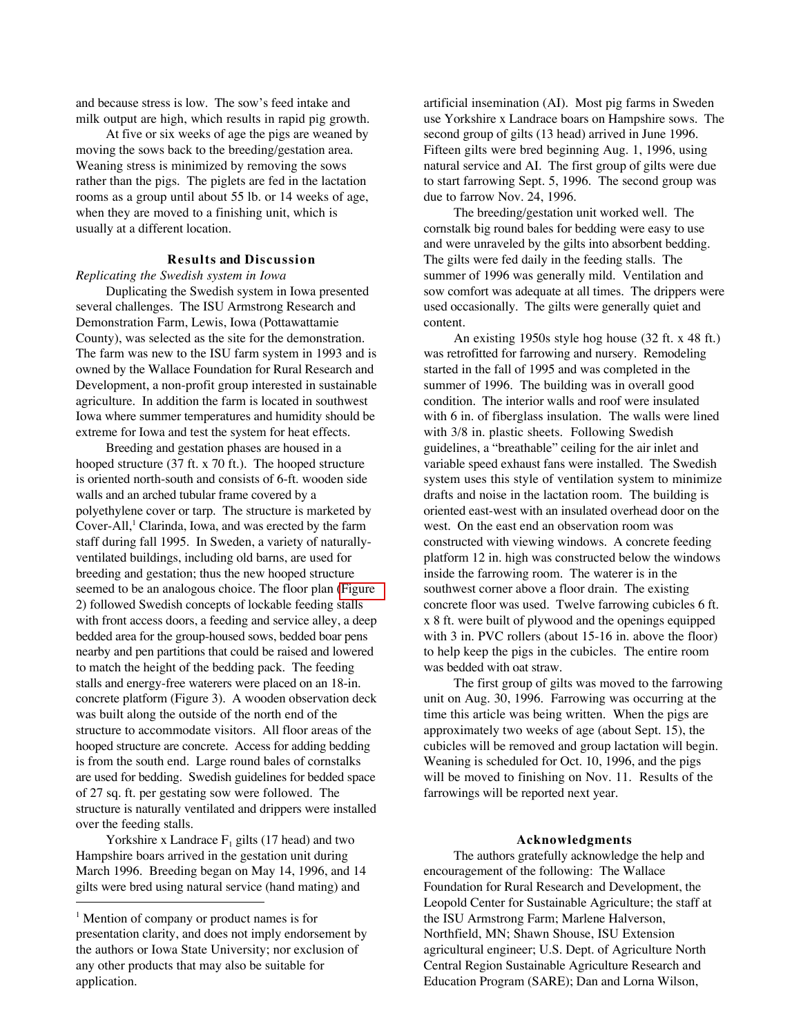and because stress is low. The sow's feed intake and milk output are high, which results in rapid pig growth.

At five or six weeks of age the pigs are weaned by moving the sows back to the breeding/gestation area. Weaning stress is minimized by removing the sows rather than the pigs. The piglets are fed in the lactation rooms as a group until about 55 lb. or 14 weeks of age, when they are moved to a finishing unit, which is usually at a different location.

## Results and Discussion

*Replicating the Swedish system in Iowa*

Duplicating the Swedish system in Iowa presented several challenges. The ISU Armstrong Research and Demonstration Farm, Lewis, Iowa (Pottawattamie County), was selected as the site for the demonstration. The farm was new to the ISU farm system in 1993 and is owned by the Wallace Foundation for Rural Research and Development, a non-profit group interested in sustainable agriculture. In addition the farm is located in southwest Iowa where summer temperatures and humidity should be extreme for Iowa and test the system for heat effects.

Breeding and gestation phases are housed in a hooped structure (37 ft. x 70 ft.). The hooped structure is oriented north-south and consists of 6-ft. wooden side walls and an arched tubular frame covered by a polyethylene cover or tarp. The structure is marketed by Cover-All,[1] Clarinda, Iowa, and was erected by the farm staff during fall 1995. In Sweden, a variety of naturally-ventilated buildings, including old barns, are used for breeding and gestation; thus the new hooped structure seemed to be an analogous choice. The floor plan (Figure 2) followed Swedish concepts of lockable feeding stalls with front access doors, a feeding and service alley, a deep bedded area for the group-housed sows, bedded boar pens nearby and pen partitions that could be raised and lowered to match the height of the bedding pack. The feeding stalls and energy-free waterers were placed on an 18-in. concrete platform (Figure 3). A wooden observation deck was built along the outside of the north end of the structure to accommodate visitors. All floor areas of the hooped structure are concrete. Access for adding bedding is from the south end. Large round bales of cornstalks are used for bedding. Swedish guidelines for bedded space of 27 sq. ft. per gestating sow were followed. The structure is naturally ventilated and drippers were installed over the feeding stalls.

Yorkshire x Landrace $F_1$ gilts (17 head) and two Hampshire boars arrived in the gestation unit during March 1996. Breeding began on May 14, 1996, and 14 gilts were bred using natural service (hand mating) and artificial insemination (AI). Most pig farms in Sweden use Yorkshire x Landrace boars on Hampshire sows. The second group of gilts (13 head) arrived in June 1996. Fifteen gilts were bred beginning Aug. 1, 1996, using natural service and AI. The first group of gilts were due to start farrowing Sept. 5, 1996. The second group was due to farrow Nov. 24, 1996.

The breeding/gestation unit worked well. The cornstalk big round bales for bedding were easy to use and were unraveled by the gilts into absorbent bedding. The gilts were fed daily in the feeding stalls. The summer of 1996 was generally mild. Ventilation and sow comfort was adequate at all times. The drippers were used occasionally. The gilts were generally quiet and content.

An existing 1950s style hog house (32 ft. x 48 ft.) was retrofitted for farrowing and nursery. Remodeling started in the fall of 1995 and was completed in the summer of 1996. The building was in overall good condition. The interior walls and roof were insulated with 6 in. of fiberglass insulation. The walls were lined with 3/8 in. plastic sheets. Following Swedish guidelines, a "breathable" ceiling for the air inlet and variable speed exhaust fans were installed. The Swedish system uses this style of ventilation system to minimize drafts and noise in the lactation room. The building is oriented east-west with an insulated overhead door on the west. On the east end an observation room was constructed with viewing windows. A concrete feeding platform 12 in. high was constructed below the windows inside the farrowing room. The waterer is in the southwest corner above a floor drain. The existing concrete floor was used. Twelve farrowing cubicles 6 ft. x 8 ft. were built of plywood and the openings equipped with 3 in. PVC rollers (about 15-16 in. above the floor) to help keep the pigs in the cubicles. The entire room was bedded with oat straw.

The first group of gilts was moved to the farrowing unit on Aug. 30, 1996. Farrowing was occurring at the time this article was being written. When the pigs are approximately two weeks of age (about Sept. 15), the cubicles will be removed and group lactation will begin. Weaning is scheduled for Oct. 10, 1996, and the pigs will be moved to finishing on Nov. 11. Results of the farrowings will be reported next year.

## Acknowledgments

The authors gratefully acknowledge the help and encouragement of the following: The Wallace Foundation for Rural Research and Development, the Leopold Center for Sustainable Agriculture; the staff at the ISU Armstrong Farm; Marlene Halverson, Northfield, MN; Shawn Shouse, ISU Extension agricultural engineer; U.S. Dept. of Agriculture North Central Region Sustainable Agriculture Research and Education Program (SARE); Dan and Lorna Wilson,

---

[1] Mention of company or product names is for presentation clarity, and does not imply endorsement by the authors or Iowa State University; nor exclusion of any other products that may also be suitable for application.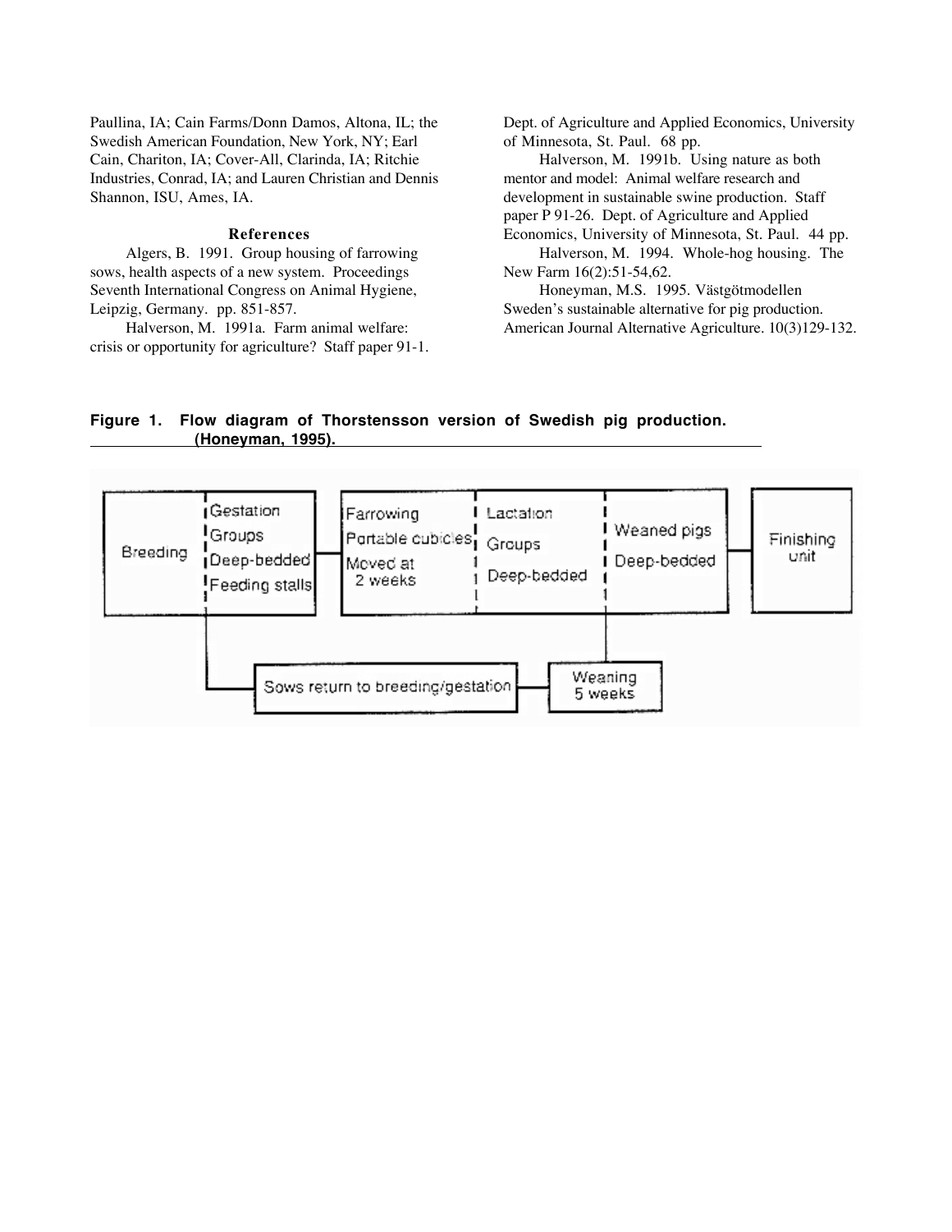Paullina, IA; Cain Farms/Donn Damos, Altona, IL; the Swedish American Foundation, New York, NY; Earl Cain, Chariton, IA; Cover-All, Clarinda, IA; Ritchie Industries, Conrad, IA; and Lauren Christian and Dennis Shannon, ISU, Ames, IA.

## References

Algers, B. 1991. Group housing of farrowing sows, health aspects of a new system. Proceedings Seventh International Congress on Animal Hygiene, Leipzig, Germany. pp. 851-857.

Halverson, M. 1991a. Farm animal welfare: crisis or opportunity for agriculture? Staff paper 91-1. Dept. of Agriculture and Applied Economics, University of Minnesota, St. Paul. 68 pp.

Halverson, M. 1991b. Using nature as both mentor and model: Animal welfare research and development in sustainable swine production. Staff paper P 91-26. Dept. of Agriculture and Applied Economics, University of Minnesota, St. Paul. 44 pp.

Halverson, M. 1994. Whole-hog housing. The New Farm 16(2):51-54,62.

Honeyman, M.S. 1995. Västgötmodellen Sweden's sustainable alternative for pig production. American Journal Alternative Agriculture. 10(3)129-132.

**Figure 1. Flow diagram of Thorstensson version of Swedish pig production. (Honeyman, 1995).**

Breeding | Gestation, Groups, Deep-bedded, Feeding stalls → Farrowing, Portable cubicles, Moved at 2 weeks | Lactation, Groups, Deep-bedded | Weaned pigs, Deep-bedded → Finishing unit

Weaning 5 weeks → Sows return to breeding/gestation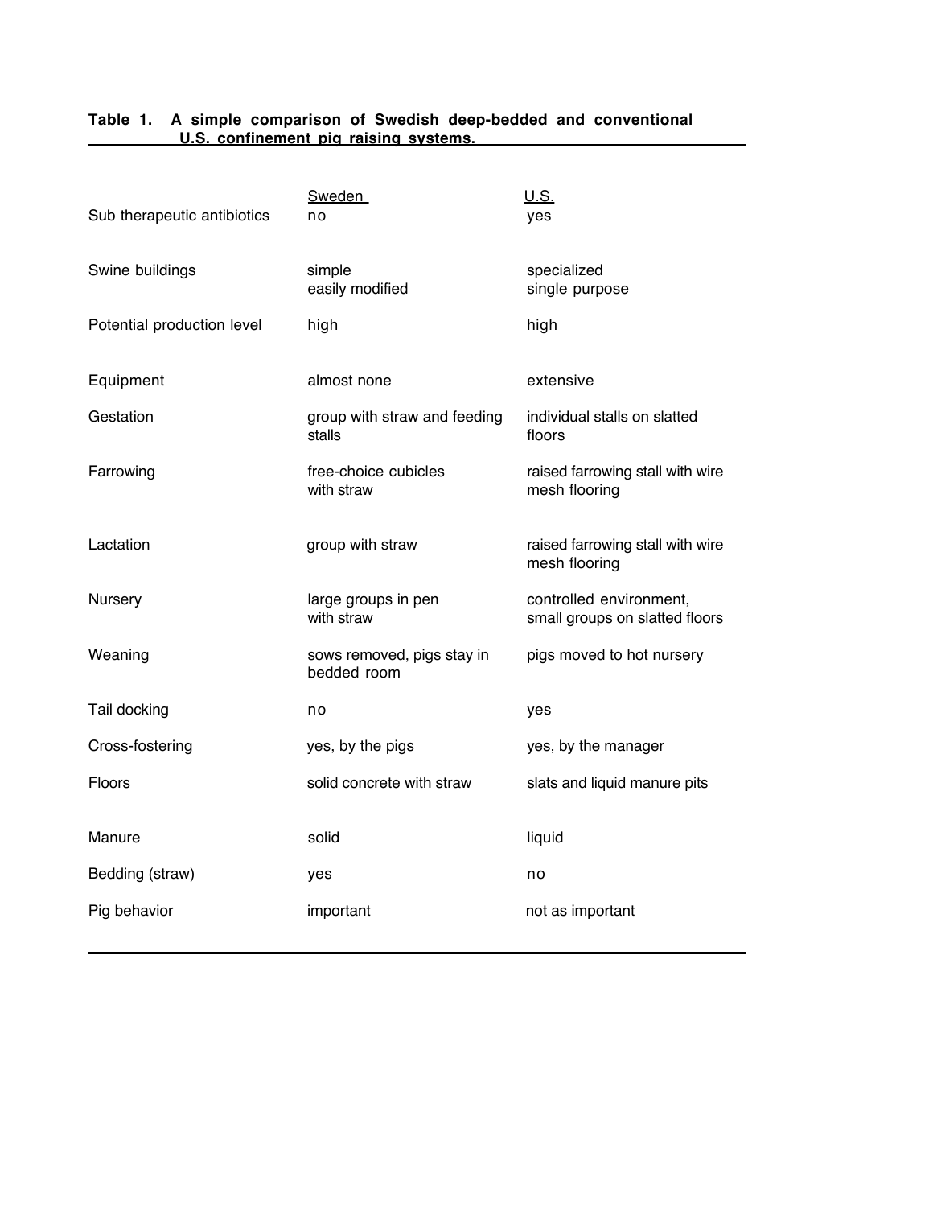**Table 1. A simple comparison of Swedish deep-bedded and conventional U.S. confinement pig raising systems.**

| | Sweden | U.S. |
|---|---|---|
| Sub therapeutic antibiotics | no | yes |
| Swine buildings | simple easily modified | specialized single purpose |
| Potential production level | high | high |
| Equipment | almost none | extensive |
| Gestation | group with straw and feeding stalls | individual stalls on slatted floors |
| Farrowing | free-choice cubicles with straw | raised farrowing stall with wire mesh flooring |
| Lactation | group with straw | raised farrowing stall with wire mesh flooring |
| Nursery | large groups in pen with straw | controlled environment, small groups on slatted floors |
| Weaning | sows removed, pigs stay in bedded room | pigs moved to hot nursery |
| Tail docking | no | yes |
| Cross-fostering | yes, by the pigs | yes, by the manager |
| Floors | solid concrete with straw | slats and liquid manure pits |
| Manure | solid | liquid |
| Bedding (straw) | yes | no |
| Pig behavior | important | not as important |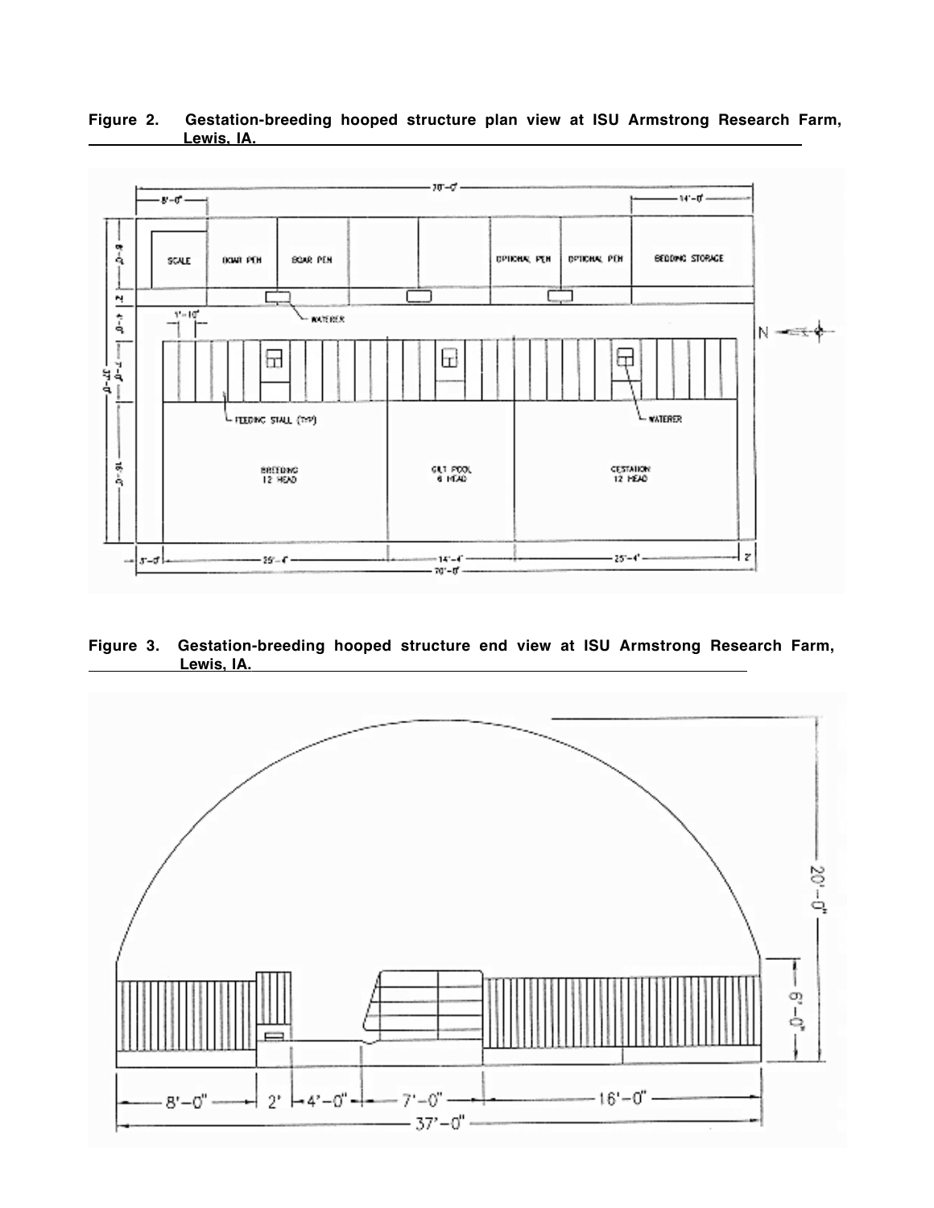**Figure 2. Gestation-breeding hooped structure plan view at ISU Armstrong Research Farm, Lewis, IA.**

70'-0"
8'-0"
14'-0"
SCALE
BOAR PEN
BOAR PEN
OPTIONAL PEN
OPTIONAL PEN
BEDDING STORAGE
WATERER
1'-10"
N
FEEDING STALL (TYP)
WATERER
BREEDING 12 HEAD
GILT POOL 6 HEAD
GESTATION 12 HEAD
8'-0"
2'
4'-0"
7'-0"
16'-0"
37'-0"
3'-0"
25'-4"
14'-4"
25'-4"
2'
70'-0"

**Figure 3. Gestation-breeding hooped structure end view at ISU Armstrong Research Farm, Lewis, IA.**

20'-0"
6'-0"
8'-0"
2'
4'-0"
7'-0"
16'-0"
37'-0"